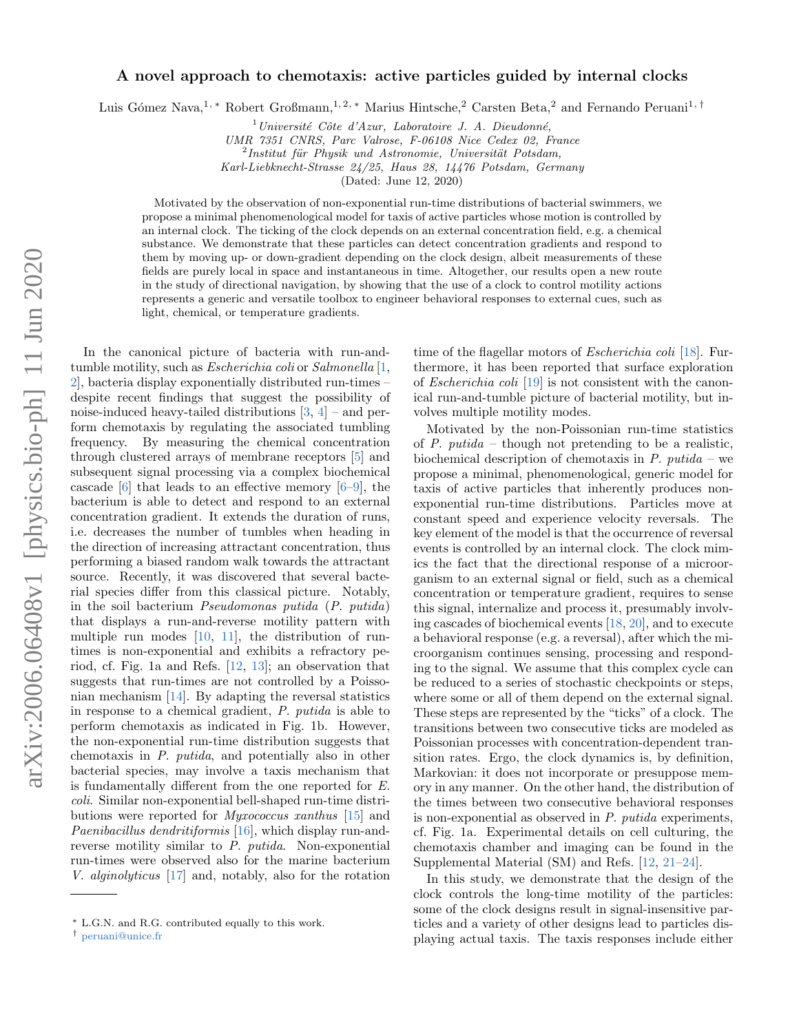# A novel approach to chemotaxis: active particles guided by internal clocks

Luis Gómez Nava,[1,*] Robert Großmann,[1,2,*] Marius Hintsche,[2] Carsten Beta,[2] and Fernando Peruani[1,†]

[1] *Université Côte d'Azur, Laboratoire J. A. Dieudonné, UMR 7351 CNRS, Parc Valrose, F-06108 Nice Cedex 02, France*
[2] *Institut für Physik und Astronomie, Universität Potsdam, Karl-Liebknecht-Strasse 24/25, Haus 28, 14476 Potsdam, Germany*

(Dated: June 12, 2020)

Motivated by the observation of non-exponential run-time distributions of bacterial swimmers, we propose a minimal phenomenological model for taxis of active particles whose motion is controlled by an internal clock. The ticking of the clock depends on an external concentration field, e.g. a chemical substance. We demonstrate that these particles can detect concentration gradients and respond to them by moving up- or down-gradient depending on the clock design, albeit measurements of these fields are purely local in space and instantaneous in time. Altogether, our results open a new route in the study of directional navigation, by showing that the use of a clock to control motility actions represents a generic and versatile toolbox to engineer behavioral responses to external cues, such as light, chemical, or temperature gradients.

In the canonical picture of bacteria with run-and-tumble motility, such as *Escherichia coli* or *Salmonella* [1, 2], bacteria display exponentially distributed run-times – despite recent findings that suggest the possibility of noise-induced heavy-tailed distributions [3, 4] – and perform chemotaxis by regulating the associated tumbling frequency. By measuring the chemical concentration through clustered arrays of membrane receptors [5] and subsequent signal processing via a complex biochemical cascade [6] that leads to an effective memory [6–9], the bacterium is able to detect and respond to an external concentration gradient. It extends the duration of runs, i.e. decreases the number of tumbles when heading in the direction of increasing attractant concentration, thus performing a biased random walk towards the attractant source. Recently, it was discovered that several bacterial species differ from this classical picture. Notably, in the soil bacterium *Pseudomonas putida* (*P. putida*) that displays a run-and-reverse motility pattern with multiple run modes [10, 11], the distribution of run-times is non-exponential and exhibits a refractory period, cf. Fig. 1a and Refs. [12, 13]; an observation that suggests that run-times are not controlled by a Poissonian mechanism [14]. By adapting the reversal statistics in response to a chemical gradient, *P. putida* is able to perform chemotaxis as indicated in Fig. 1b. However, the non-exponential run-time distribution suggests that chemotaxis in *P. putida*, and potentially also in other bacterial species, may involve a taxis mechanism that is fundamentally different from the one reported for *E. coli*. Similar non-exponential bell-shaped run-time distributions were reported for *Myxococcus xanthus* [15] and *Paenibacillus dendritiformis* [16], which display run-and-reverse motility similar to *P. putida*. Non-exponential run-times were observed also for the marine bacterium *V. alginolyticus* [17] and, notably, also for the rotation time of the flagellar motors of *Escherichia coli* [18]. Furthermore, it has been reported that surface exploration of *Escherichia coli* [19] is not consistent with the canonical run-and-tumble picture of bacterial motility, but involves multiple motility modes.

Motivated by the non-Poissonian run-time statistics of *P. putida* – though not pretending to be a realistic, biochemical description of chemotaxis in *P. putida* – we propose a minimal, phenomenological, generic model for taxis of active particles that inherently produces non-exponential run-time distributions. Particles move at constant speed and experience velocity reversals. The key element of the model is that the occurrence of reversal events is controlled by an internal clock. The clock mimics the fact that the directional response of a microorganism to an external signal or field, such as a chemical concentration or temperature gradient, requires to sense this signal, internalize and process it, presumably involving cascades of biochemical events [18, 20], and to execute a behavioral response (e.g. a reversal), after which the microorganism continues sensing, processing and responding to the signal. We assume that this complex cycle can be reduced to a series of stochastic checkpoints or steps, where some or all of them depend on the external signal. These steps are represented by the "ticks" of a clock. The transitions between two consecutive ticks are modeled as Poissonian processes with concentration-dependent transition rates. Ergo, the clock dynamics is, by definition, Markovian: it does not incorporate or presuppose memory in any manner. On the other hand, the distribution of the times between two consecutive behavioral responses is non-exponential as observed in *P. putida* experiments, cf. Fig. 1a. Experimental details on cell culturing, the chemotaxis chamber and imaging can be found in the Supplemental Material (SM) and Refs. [12, 21–24].

In this study, we demonstrate that the design of the clock controls the long-time motility of the particles: some of the clock designs result in signal-insensitive particles and a variety of other designs lead to particles displaying actual taxis. The taxis responses include either

* L.G.N. and R.G. contributed equally to this work.
† peruani@unice.fr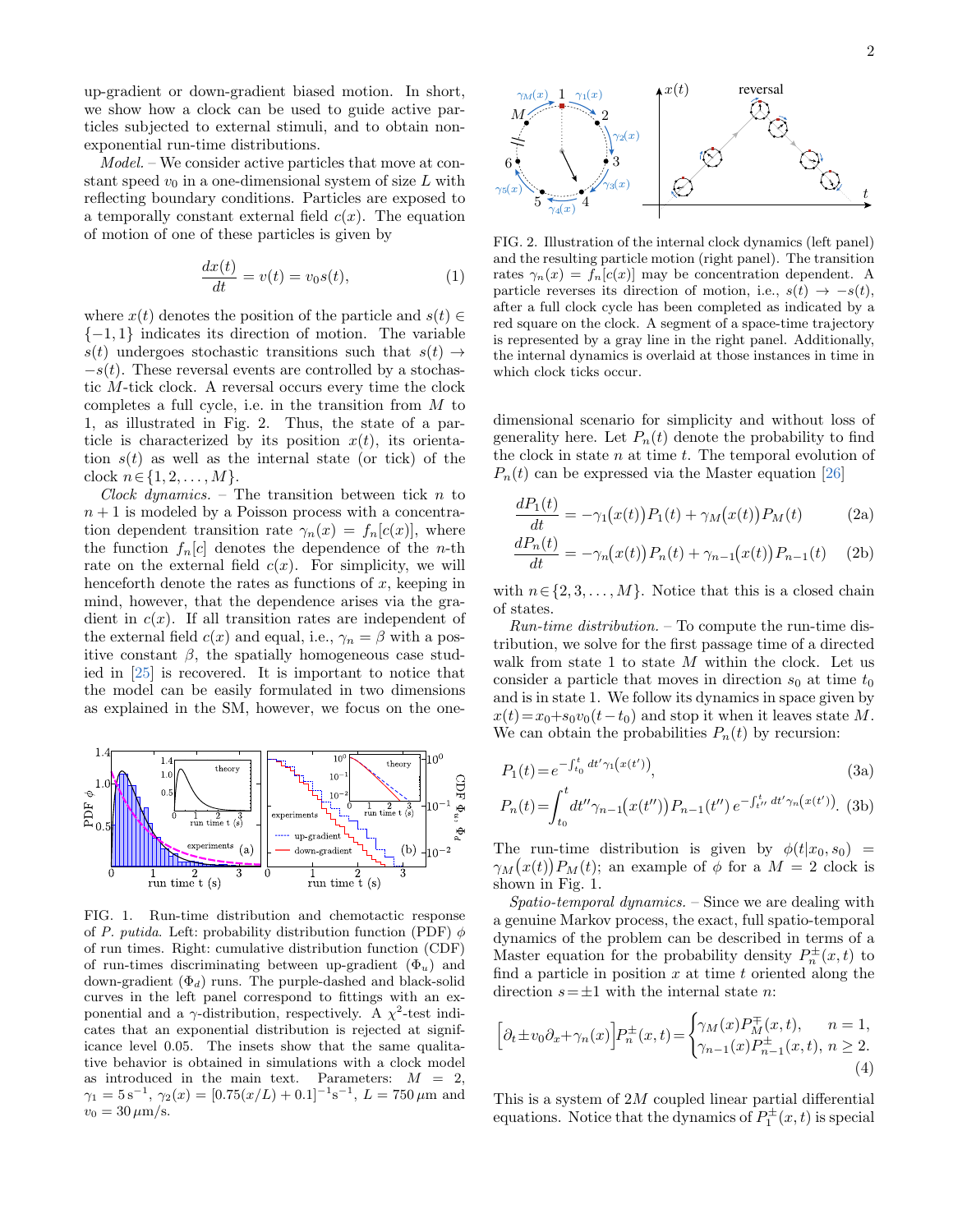up-gradient or down-gradient biased motion. In short, we show how a clock can be used to guide active particles subjected to external stimuli, and to obtain non-exponential run-time distributions.

*Model.* – We consider active particles that move at constant speed $v_0$ in a one-dimensional system of size $L$ with reflecting boundary conditions. Particles are exposed to a temporally constant external field $c(x)$. The equation of motion of one of these particles is given by

$$\frac{dx(t)}{dt} = v(t) = v_0 s(t), \tag{1}$$

where $x(t)$ denotes the position of the particle and $s(t) \in \{-1, 1\}$ indicates its direction of motion. The variable $s(t)$ undergoes stochastic transitions such that $s(t) \to -s(t)$. These reversal events are controlled by a stochastic $M$-tick clock. A reversal occurs every time the clock completes a full cycle, i.e. in the transition from $M$ to 1, as illustrated in Fig. 2. Thus, the state of a particle is characterized by its position $x(t)$, its orientation $s(t)$ as well as the internal state (or tick) of the clock $n \in \{1, 2, \ldots, M\}$.

*Clock dynamics.* – The transition between tick $n$ to $n+1$ is modeled by a Poisson process with a concentration dependent transition rate $\gamma_n(x) = f_n[c(x)]$, where the function $f_n[c]$ denotes the dependence of the $n$-th rate on the external field $c(x)$. For simplicity, we will henceforth denote the rates as functions of $x$, keeping in mind, however, that the dependence arises via the gradient in $c(x)$. If all transition rates are independent of the external field $c(x)$ and equal, i.e., $\gamma_n = \beta$ with a positive constant $\beta$, the spatially homogeneous case studied in [25] is recovered. It is important to notice that the model can be easily formulated in two dimensions as explained in the SM, however, we focus on the one-dimensional scenario for simplicity and without loss of generality here. Let $P_n(t)$ denote the probability to find the clock in state $n$ at time $t$. The temporal evolution of $P_n(t)$ can be expressed via the Master equation [26]

$$\frac{dP_1(t)}{dt} = -\gamma_1\big(x(t)\big) P_1(t) + \gamma_M\big(x(t)\big) P_M(t) \tag{2a}$$

$$\frac{dP_n(t)}{dt} = -\gamma_n\big(x(t)\big) P_n(t) + \gamma_{n-1}\big(x(t)\big) P_{n-1}(t) \tag{2b}$$

with $n \in \{2, 3, \ldots, M\}$. Notice that this is a closed chain of states.

FIG. 1. Run-time distribution and chemotactic response of *P. putida*. Left: probability distribution function (PDF) $\phi$ of run times. Right: cumulative distribution function (CDF) of run-times discriminating between up-gradient ($\Phi_u$) and down-gradient ($\Phi_d$) runs. The purple-dashed and black-solid curves in the left panel correspond to fittings with an exponential and a $\gamma$-distribution, respectively. A $\chi^2$-test indicates that an exponential distribution is rejected at significance level 0.05. The insets show that the same qualitative behavior is obtained in simulations with a clock model as introduced in the main text. Parameters: $M = 2$, $\gamma_1 = 5\,\mathrm{s}^{-1}$, $\gamma_2(x) = [0.75(x/L) + 0.1]^{-1}\mathrm{s}^{-1}$, $L = 750\,\mu\mathrm{m}$ and $v_0 = 30\,\mu\mathrm{m/s}$.

FIG. 2. Illustration of the internal clock dynamics (left panel) and the resulting particle motion (right panel). The transition rates $\gamma_n(x) = f_n[c(x)]$ may be concentration dependent. A particle reverses its direction of motion, i.e., $s(t) \to -s(t)$, after a full clock cycle has been completed as indicated by a red square on the clock. A segment of a space-time trajectory is represented by a gray line in the right panel. Additionally, the internal dynamics is overlaid at those instances in time in which clock ticks occur.

*Run-time distribution.* – To compute the run-time distribution, we solve for the first passage time of a directed walk from state 1 to state $M$ within the clock. Let us consider a particle that moves in direction $s_0$ at time $t_0$ and is in state 1. We follow its dynamics in space given by $x(t) = x_0 + s_0 v_0 (t - t_0)$ and stop it when it leaves state $M$. We can obtain the probabilities $P_n(t)$ by recursion:

$$P_1(t) = e^{-\int_{t_0}^{t} dt' \gamma_1\left(x(t')\right)}, \tag{3a}$$

$$P_n(t) = \int_{t_0}^{t} dt'' \gamma_{n-1}\big(x(t'')\big) P_{n-1}(t'')\, e^{-\int_{t''}^{t} dt' \gamma_n\left(x(t')\right)}. \tag{3b}$$

The run-time distribution is given by $\phi(t|x_0, s_0) = \gamma_M\big(x(t)\big) P_M(t)$; an example of $\phi$ for a $M = 2$ clock is shown in Fig. 1.

*Spatio-temporal dynamics.* – Since we are dealing with a genuine Markov process, the exact, full spatio-temporal dynamics of the problem can be described in terms of a Master equation for the probability density $P_n^{\pm}(x, t)$ to find a particle in position $x$ at time $t$ oriented along the direction $s = \pm 1$ with the internal state $n$:

$$\Big[\partial_t \pm v_0 \partial_x + \gamma_n(x)\Big] P_n^{\pm}(x, t) = \begin{cases} \gamma_M(x) P_M^{\mp}(x, t), & n = 1, \\ \gamma_{n-1}(x) P_{n-1}^{\pm}(x, t), & n \geq 2. \end{cases} \tag{4}$$

This is a system of $2M$ coupled linear partial differential equations. Notice that the dynamics of $P_1^{\pm}(x, t)$ is special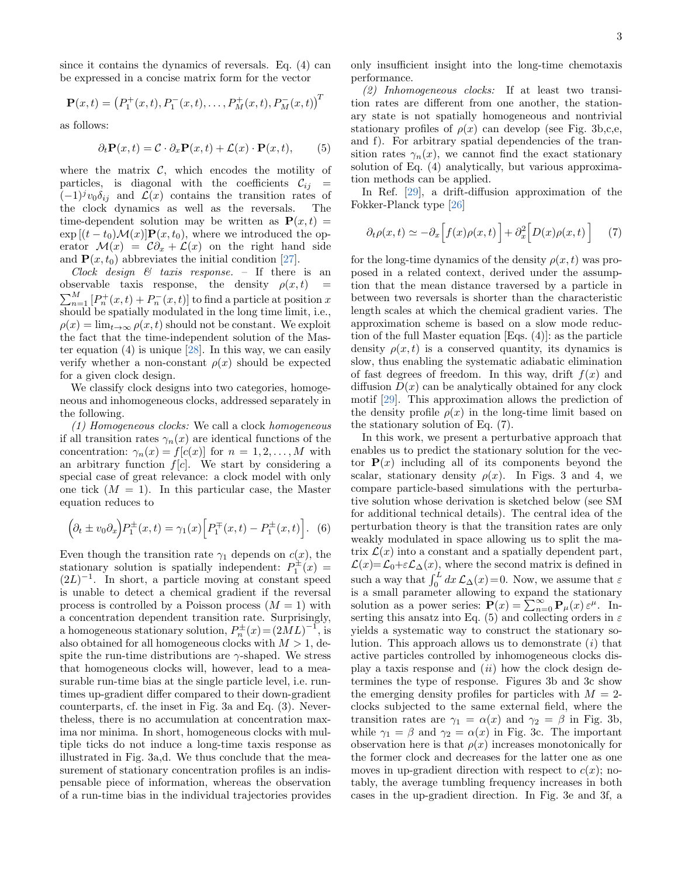since it contains the dynamics of reversals. Eq. (4) can be expressed in a concise matrix form for the vector

$$\mathbf{P}(x,t) = \left(P_1^+(x,t), P_1^-(x,t), \ldots, P_M^+(x,t), P_M^-(x,t)\right)^T$$

as follows:

$$\partial_t \mathbf{P}(x,t) = \mathcal{C} \cdot \partial_x \mathbf{P}(x,t) + \mathcal{L}(x) \cdot \mathbf{P}(x,t), \tag{5}$$

where the matrix $\mathcal{C}$, which encodes the motility of particles, is diagonal with the coefficients $\mathcal{C}_{ij} = (-1)^j v_0 \delta_{ij}$ and $\mathcal{L}(x)$ contains the transition rates of the clock dynamics as well as the reversals. The time-dependent solution may be written as $\mathbf{P}(x,t) = \exp\left[(t-t_0)\mathcal{M}(x)\right]\mathbf{P}(x,t_0)$, where we introduced the operator $\mathcal{M}(x) = \mathcal{C}\partial_x + \mathcal{L}(x)$ on the right hand side and $\mathbf{P}(x,t_0)$ abbreviates the initial condition [27].

*Clock design & taxis response.* – If there is an observable taxis response, the density $\rho(x,t) = \sum_{n=1}^{M} [P_n^+(x,t) + P_n^-(x,t)]$ to find a particle at position $x$ should be spatially modulated in the long time limit, i.e., $\rho(x) = \lim_{t\to\infty} \rho(x,t)$ should not be constant. We exploit the fact that the time-independent solution of the Master equation (4) is unique [28]. In this way, we can easily verify whether a non-constant $\rho(x)$ should be expected for a given clock design.

We classify clock designs into two categories, homogeneous and inhomogeneous clocks, addressed separately in the following.

*(1) Homogeneous clocks:* We call a clock *homogeneous* if all transition rates $\gamma_n(x)$ are identical functions of the concentration: $\gamma_n(x) = f[c(x)]$ for $n = 1, 2, \ldots, M$ with an arbitrary function $f[c]$. We start by considering a special case of great relevance: a clock model with only one tick ($M = 1$). In this particular case, the Master equation reduces to

$$\Big(\partial_t \pm v_0 \partial_x\Big) P_1^{\pm}(x,t) = \gamma_1(x)\Big[P_1^{\mp}(x,t) - P_1^{\pm}(x,t)\Big]. \tag{6}$$

Even though the transition rate $\gamma_1$ depends on $c(x)$, the stationary solution is spatially independent: $P_1^{\pm}(x) = (2L)^{-1}$. In short, a particle moving at constant speed is unable to detect a chemical gradient if the reversal process is controlled by a Poisson process ($M = 1$) with a concentration dependent transition rate. Surprisingly, a homogeneous stationary solution, $P_n^{\pm}(x) = (2ML)^{-1}$, is also obtained for all homogeneous clocks with $M > 1$, despite the run-time distributions are $\gamma$-shaped. We stress that homogeneous clocks will, however, lead to a measurable run-time bias at the single particle level, i.e. run-times up-gradient differ compared to their down-gradient counterparts, cf. the inset in Fig. 3a and Eq. (3). Nevertheless, there is no accumulation at concentration maxima nor minima. In short, homogeneous clocks with multiple ticks do not induce a long-time taxis response as illustrated in Fig. 3a,d. We thus conclude that the measurement of stationary concentration profiles is an indispensable piece of information, whereas the observation of a run-time bias in the individual trajectories provides only insufficient insight into the long-time chemotaxis performance.

*(2) Inhomogeneous clocks:* If at least two transition rates are different from one another, the stationary state is not spatially homogeneous and nontrivial stationary profiles of $\rho(x)$ can develop (see Fig. 3b,c,e, and f). For arbitrary spatial dependencies of the transition rates $\gamma_n(x)$, we cannot find the exact stationary solution of Eq. (4) analytically, but various approximation methods can be applied.

In Ref. [29], a drift-diffusion approximation of the Fokker-Planck type [26]

$$\partial_t \rho(x,t) \simeq -\partial_x\Big[f(x)\rho(x,t)\Big] + \partial_x^2\Big[D(x)\rho(x,t)\Big] \tag{7}$$

for the long-time dynamics of the density $\rho(x,t)$ was proposed in a related context, derived under the assumption that the mean distance traversed by a particle in between two reversals is shorter than the characteristic length scales at which the chemical gradient varies. The approximation scheme is based on a slow mode reduction of the full Master equation [Eqs. (4)]: as the particle density $\rho(x,t)$ is a conserved quantity, its dynamics is slow, thus enabling the systematic adiabatic elimination of fast degrees of freedom. In this way, drift $f(x)$ and diffusion $D(x)$ can be analytically obtained for any clock motif [29]. This approximation allows the prediction of the density profile $\rho(x)$ in the long-time limit based on the stationary solution of Eq. (7).

In this work, we present a perturbative approach that enables us to predict the stationary solution for the vector $\mathbf{P}(x)$ including all of its components beyond the scalar, stationary density $\rho(x)$. In Figs. 3 and 4, we compare particle-based simulations with the perturbative solution whose derivation is sketched below (see SM for additional technical details). The central idea of the perturbation theory is that the transition rates are only weakly modulated in space allowing us to split the matrix $\mathcal{L}(x)$ into a constant and a spatially dependent part, $\mathcal{L}(x) = \mathcal{L}_0 + \varepsilon\mathcal{L}_\Delta(x)$, where the second matrix is defined in such a way that $\int_0^L dx\, \mathcal{L}_\Delta(x) = 0$. Now, we assume that $\varepsilon$ is a small parameter allowing to expand the stationary solution as a power series: $\mathbf{P}(x) = \sum_{n=0}^{\infty} \mathbf{P}_\mu(x)\, \varepsilon^\mu$. Inserting this ansatz into Eq. (5) and collecting orders in $\varepsilon$ yields a systematic way to construct the stationary solution. This approach allows us to demonstrate $(i)$ that active particles controlled by inhomogeneous clocks display a taxis response and $(ii)$ how the clock design determines the type of response. Figures 3b and 3c show the emerging density profiles for particles with $M = 2$-clocks subjected to the same external field, where the transition rates are $\gamma_1 = \alpha(x)$ and $\gamma_2 = \beta$ in Fig. 3b, while $\gamma_1 = \beta$ and $\gamma_2 = \alpha(x)$ in Fig. 3c. The important observation here is that $\rho(x)$ increases monotonically for the former clock and decreases for the latter one as one moves in up-gradient direction with respect to $c(x)$; notably, the average tumbling frequency increases in both cases in the up-gradient direction. In Fig. 3e and 3f, a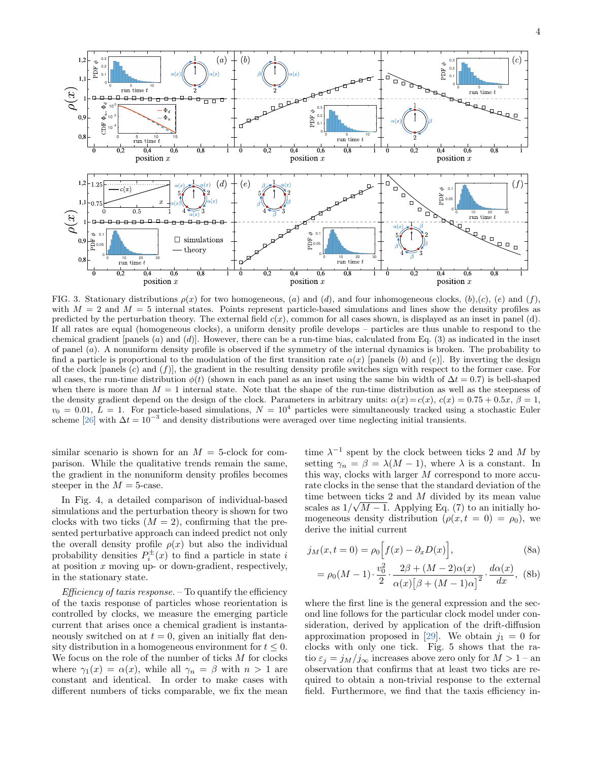FIG. 3. Stationary distributions $\rho(x)$ for two homogeneous, $(a)$ and $(d)$, and four inhomogeneous clocks, $(b)$,$(c)$, $(e)$ and $(f)$, with $M = 2$ and $M = 5$ internal states. Points represent particle-based simulations and lines show the density profiles as predicted by the perturbation theory. The external field $c(x)$, common for all cases shown, is displayed as an inset in panel (d). If all rates are equal (homogeneous clocks), a uniform density profile develops – particles are thus unable to respond to the chemical gradient [panels $(a)$ and $(d)$]. However, there can be a run-time bias, calculated from Eq. (3) as indicated in the inset of panel $(a)$. A nonuniform density profile is observed if the symmetry of the internal dynamics is broken. The probability to find a particle is proportional to the modulation of the first transition rate $\alpha(x)$ [panels $(b)$ and $(e)$]. By inverting the design of the clock [panels $(c)$ and $(f)$], the gradient in the resulting density profile switches sign with respect to the former case. For all cases, the run-time distribution $\phi(t)$ (shown in each panel as an inset using the same bin width of $\Delta t = 0.7$) is bell-shaped when there is more than $M = 1$ internal state. Note that the shape of the run-time distribution as well as the steepness of the density gradient depend on the design of the clock. Parameters in arbitrary units: $\alpha(x) = c(x)$, $c(x) = 0.75 + 0.5x$, $\beta = 1$, $v_0 = 0.01$, $L = 1$. For particle-based simulations, $N = 10^4$ particles were simultaneously tracked using a stochastic Euler scheme [26] with $\Delta t = 10^{-3}$ and density distributions were averaged over time neglecting initial transients.

similar scenario is shown for an $M = 5$-clock for comparison. While the qualitative trends remain the same, the gradient in the nonuniform density profiles becomes steeper in the $M = 5$-case.

In Fig. 4, a detailed comparison of individual-based simulations and the perturbation theory is shown for two clocks with two ticks ($M = 2$), confirming that the presented perturbative approach can indeed predict not only the overall density profile $\rho(x)$ but also the individual probability densities $P_i^{\pm}(x)$ to find a particle in state $i$ at position $x$ moving up- or down-gradient, respectively, in the stationary state.

*Efficiency of taxis response.* – To quantify the efficiency of the taxis response of particles whose reorientation is controlled by clocks, we measure the emerging particle current that arises once a chemical gradient is instantaneously switched on at $t = 0$, given an initially flat density distribution in a homogeneous environment for $t \leq 0$. We focus on the role of the number of ticks $M$ for clocks where $\gamma_1(x) = \alpha(x)$, while all $\gamma_n = \beta$ with $n > 1$ are constant and identical. In order to make cases with different numbers of ticks comparable, we fix the mean time $\lambda^{-1}$ spent by the clock between ticks 2 and $M$ by setting $\gamma_n = \beta = \lambda(M-1)$, where $\lambda$ is a constant. In this way, clocks with larger $M$ correspond to more accurate clocks in the sense that the standard deviation of the time between ticks 2 and $M$ divided by its mean value scales as $1/\sqrt{M-1}$. Applying Eq. (7) to an initially homogeneous density distribution ($\rho(x, t = 0) = \rho_0$), we derive the initial current

$$j_M(x, t = 0) = \rho_0 \Big[ f(x) - \partial_x D(x) \Big], \tag{8a}$$

$$= \rho_0 (M-1) \cdot \frac{v_0^2}{2} \cdot \frac{2\beta + (M-2)\alpha(x)}{\alpha(x)\big[\beta + (M-1)\alpha\big]^2} \cdot \frac{d\alpha(x)}{dx}, \tag{8b}$$

where the first line is the general expression and the second line follows for the particular clock model under consideration, derived by application of the drift-diffusion approximation proposed in [29]. We obtain $j_1 = 0$ for clocks with only one tick. Fig. 5 shows that the ratio $\varepsilon_j = j_M / j_\infty$ increases above zero only for $M > 1$ – an observation that confirms that at least two ticks are required to obtain a non-trivial response to the external field. Furthermore, we find that the taxis efficiency in-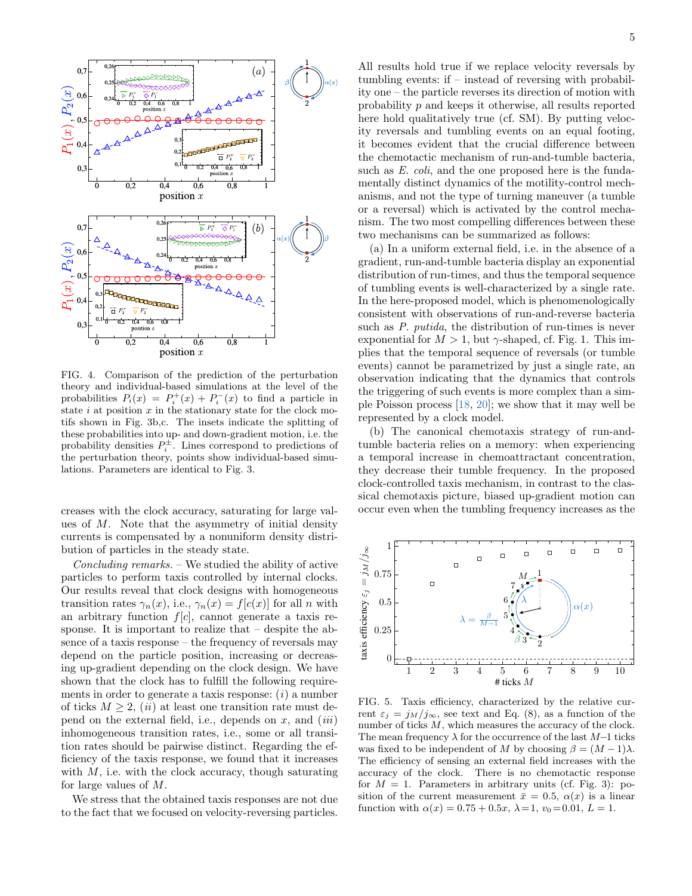FIG. 4. Comparison of the prediction of the perturbation theory and individual-based simulations at the level of the probabilities $P_i(x) = P_i^+(x) + P_i^-(x)$ to find a particle in state $i$ at position $x$ in the stationary state for the clock motifs shown in Fig. 3b,c. The insets indicate the splitting of these probabilities into up- and down-gradient motion, i.e. the probability densities $P_i^{\pm}$. Lines correspond to predictions of the perturbation theory, points show individual-based simulations. Parameters are identical to Fig. 3.

creases with the clock accuracy, saturating for large values of $M$. Note that the asymmetry of initial density currents is compensated by a nonuniform density distribution of particles in the steady state.

*Concluding remarks.* – We studied the ability of active particles to perform taxis controlled by internal clocks. Our results reveal that clock designs with homogeneous transition rates $\gamma_n(x)$, i.e., $\gamma_n(x) = f[c(x)]$ for all $n$ with an arbitrary function $f[c]$, cannot generate a taxis response. It is important to realize that – despite the absence of a taxis response – the frequency of reversals may depend on the particle position, increasing or decreasing up-gradient depending on the clock design. We have shown that the clock has to fulfill the following requirements in order to generate a taxis response: $(i)$ a number of ticks $M \geq 2$, $(ii)$ at least one transition rate must depend on the external field, i.e., depends on $x$, and $(iii)$ inhomogeneous transition rates, i.e., some or all transition rates should be pairwise distinct. Regarding the efficiency of the taxis response, we found that it increases with $M$, i.e. with the clock accuracy, though saturating for large values of $M$.

We stress that the obtained taxis responses are not due to the fact that we focused on velocity-reversing particles. All results hold true if we replace velocity reversals by tumbling events: if – instead of reversing with probability one – the particle reverses its direction of motion with probability $p$ and keeps it otherwise, all results reported here hold qualitatively true (cf. SM). By putting velocity reversals and tumbling events on an equal footing, it becomes evident that the crucial difference between the chemotactic mechanism of run-and-tumble bacteria, such as *E. coli*, and the one proposed here is the fundamentally distinct dynamics of the motility-control mechanisms, and not the type of turning maneuver (a tumble or a reversal) which is activated by the control mechanism. The two most compelling differences between these two mechanisms can be summarized as follows:

(a) In a uniform external field, i.e. in the absence of a gradient, run-and-tumble bacteria display an exponential distribution of run-times, and thus the temporal sequence of tumbling events is well-characterized by a single rate. In the here-proposed model, which is phenomenologically consistent with observations of run-and-reverse bacteria such as *P. putida*, the distribution of run-times is never exponential for $M > 1$, but $\gamma$-shaped, cf. Fig. 1. This implies that the temporal sequence of reversals (or tumble events) cannot be parametrized by just a single rate, an observation indicating that the dynamics that controls the triggering of such events is more complex than a simple Poisson process [18, 20]; we show that it may well be represented by a clock model.

(b) The canonical chemotaxis strategy of run-and-tumble bacteria relies on a memory: when experiencing a temporal increase in chemoattractant concentration, they decrease their tumble frequency. In the proposed clock-controlled taxis mechanism, in contrast to the classical chemotaxis picture, biased up-gradient motion can occur even when the tumbling frequency increases as the

FIG. 5. Taxis efficiency, characterized by the relative current $\varepsilon_j = j_M / j_\infty$, see text and Eq. (8), as a function of the number of ticks $M$, which measures the accuracy of the clock. The mean frequency $\lambda$ for the occurrence of the last $M$–1 ticks was fixed to be independent of $M$ by choosing $\beta = (M-1)\lambda$. The efficiency of sensing an external field increases with the accuracy of the clock. There is no chemotactic response for $M = 1$. Parameters in arbitrary units (cf. Fig. 3): position of the current measurement $\bar{x} = 0.5$, $\alpha(x)$ is a linear function with $\alpha(x) = 0.75 + 0.5x$, $\lambda = 1$, $v_0 = 0.01$, $L = 1$.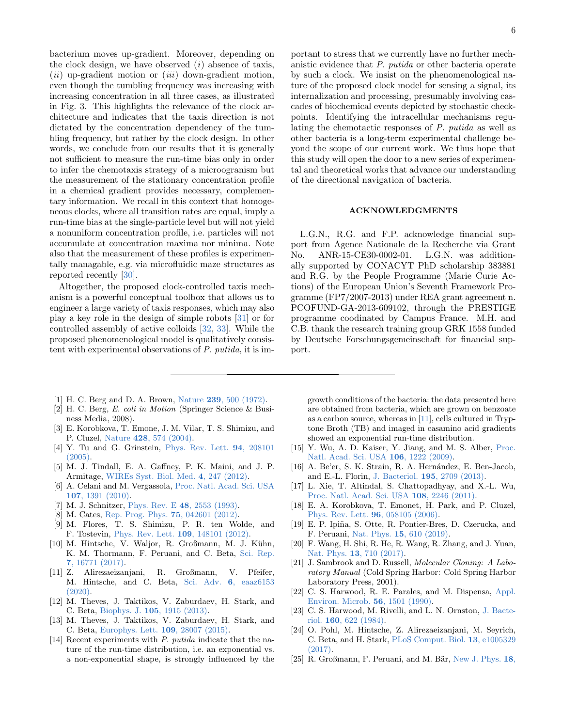bacterium moves up-gradient. Moreover, depending on the clock design, we have observed (*i*) absence of taxis, (*ii*) up-gradient motion or (*iii*) down-gradient motion, even though the tumbling frequency was increasing with increasing concentration in all three cases, as illustrated in Fig. 3. This highlights the relevance of the clock architecture and indicates that the taxis direction is not dictated by the concentration dependency of the tumbling frequency, but rather by the clock design. In other words, we conclude from our results that it is generally not sufficient to measure the run-time bias only in order to infer the chemotaxis strategy of a microorganism but the measurement of the stationary concentration profile in a chemical gradient provides necessary, complementary information. We recall in this context that homogeneous clocks, where all transition rates are equal, imply a run-time bias at the single-particle level but will not yield a nonuniform concentration profile, i.e. particles will not accumulate at concentration maxima nor minima. Note also that the measurement of these profiles is experimentally managable, e.g. via microfluidic maze structures as reported recently [30].

Altogether, the proposed clock-controlled taxis mechanism is a powerful conceptual toolbox that allows us to engineer a large variety of taxis responses, which may also play a key role in the design of simple robots [31] or for controlled assembly of active colloids [32, 33]. While the proposed phenomenological model is qualitatively consistent with experimental observations of *P. putida*, it is important to stress that we currently have no further mechanistic evidence that *P. putida* or other bacteria operate by such a clock. We insist on the phenomenological nature of the proposed clock model for sensing a signal, its internalization and processing, presumably involving cascades of biochemical events depicted by stochastic checkpoints. Identifying the intracellular mechanisms regulating the chemotactic responses of *P. putida* as well as other bacteria is a long-term experimental challenge beyond the scope of our current work. We thus hope that this study will open the door to a new series of experimental and theoretical works that advance our understanding of the directional navigation of bacteria.

## ACKNOWLEDGMENTS

L.G.N., R.G. and F.P. acknowledge financial support from Agence Nationale de la Recherche via Grant No. ANR-15-CE30-0002-01. L.G.N. was additionally supported by CONACYT PhD scholarship 383881 and R.G. by the People Programme (Marie Curie Actions) of the European Union's Seventh Framework Programme (FP7/2007-2013) under REA grant agreement n. PCOFUND-GA-2013-609102, through the PRESTIGE programme coodinated by Campus France. M.H. and C.B. thank the research training group GRK 1558 funded by Deutsche Forschungsgemeinschaft for financial support.

---

[1] H. C. Berg and D. A. Brown, Nature **239**, 500 (1972).
[2] H. C. Berg, *E. coli in Motion* (Springer Science & Business Media, 2008).
[3] E. Korobkova, T. Emone, J. M. Vilar, T. S. Shimizu, and P. Cluzel, Nature **428**, 574 (2004).
[4] Y. Tu and G. Grinstein, Phys. Rev. Lett. **94**, 208101 (2005).
[5] M. J. Tindall, E. A. Gaffney, P. K. Maini, and J. P. Armitage, WIREs Syst. Biol. Med. **4**, 247 (2012).
[6] A. Celani and M. Vergassola, Proc. Natl. Acad. Sci. USA **107**, 1391 (2010).
[7] M. J. Schnitzer, Phys. Rev. E **48**, 2553 (1993).
[8] M. Cates, Rep. Prog. Phys. **75**, 042601 (2012).
[9] M. Flores, T. S. Shimizu, P. R. ten Wolde, and F. Tostevin, Phys. Rev. Lett. **109**, 148101 (2012).
[10] M. Hintsche, V. Waljor, R. Großmann, M. J. Kühn, K. M. Thormann, F. Peruani, and C. Beta, Sci. Rep. **7**, 16771 (2017).
[11] Z. Alirezaeizanjani, R. Großmann, V. Pfeifer, M. Hintsche, and C. Beta, Sci. Adv. **6**, eaaz6153 (2020).
[12] M. Theves, J. Taktikos, V. Zaburdaev, H. Stark, and C. Beta, Biophys. J. **105**, 1915 (2013).
[13] M. Theves, J. Taktikos, V. Zaburdaev, H. Stark, and C. Beta, Europhys. Lett. **109**, 28007 (2015).
[14] Recent experiments with *P. putida* indicate that the nature of the run-time distribution, i.e. an exponential vs. a non-exponential shape, is strongly influenced by the growth conditions of the bacteria: the data presented here are obtained from bacteria, which are grown on benzoate as a carbon source, whereas in [11], cells cultured in Tryptone Broth (TB) and imaged in casamino acid gradients showed an exponential run-time distribution.
[15] Y. Wu, A. D. Kaiser, Y. Jiang, and M. S. Alber, Proc. Natl. Acad. Sci. USA **106**, 1222 (2009).
[16] A. Be'er, S. K. Strain, R. A. Hernández, E. Ben-Jacob, and E.-L. Florin, J. Bacteriol. **195**, 2709 (2013).
[17] L. Xie, T. Altindal, S. Chattopadhyay, and X.-L. Wu, Proc. Natl. Acad. Sci. USA **108**, 2246 (2011).
[18] E. A. Korobkova, T. Emonet, H. Park, and P. Cluzel, Phys. Rev. Lett. **96**, 058105 (2006).
[19] E. P. Ipiña, S. Otte, R. Pontier-Bres, D. Czerucka, and F. Peruani, Nat. Phys. **15**, 610 (2019).
[20] F. Wang, H. Shi, R. He, R. Wang, R. Zhang, and J. Yuan, Nat. Phys. **13**, 710 (2017).
[21] J. Sambrook and D. Russell, *Molecular Cloning: A Laboratory Manual* (Cold Spring Harbor: Cold Spring Harbor Laboratory Press, 2001).
[22] C. S. Harwood, R. E. Parales, and M. Dispensa, Appl. Environ. Microb. **56**, 1501 (1990).
[23] C. S. Harwood, M. Rivelli, and L. N. Ornston, J. Bacteriol. **160**, 622 (1984).
[24] O. Pohl, M. Hintsche, Z. Alirezaeizanjani, M. Seyrich, C. Beta, and H. Stark, PLoS Comput. Biol. **13**, e1005329 (2017).
[25] R. Großmann, F. Peruani, and M. Bär, New J. Phys. **18**,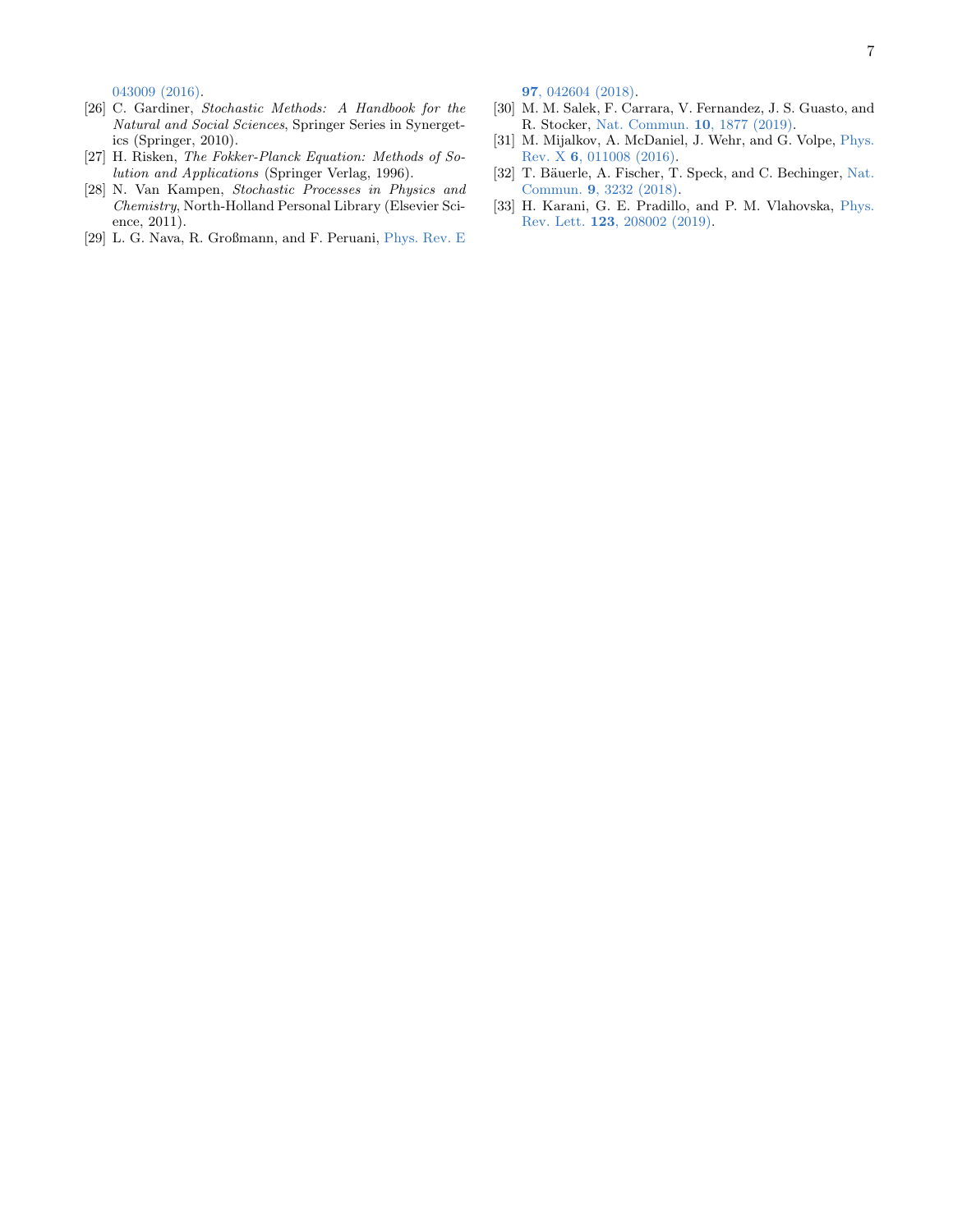043009 (2016).

[26] C. Gardiner, *Stochastic Methods: A Handbook for the Natural and Social Sciences*, Springer Series in Synergetics (Springer, 2010).

[27] H. Risken, *The Fokker-Planck Equation: Methods of Solution and Applications* (Springer Verlag, 1996).

[28] N. Van Kampen, *Stochastic Processes in Physics and Chemistry*, North-Holland Personal Library (Elsevier Science, 2011).

[29] L. G. Nava, R. Großmann, and F. Peruani, Phys. Rev. E **97**, 042604 (2018).

[30] M. M. Salek, F. Carrara, V. Fernandez, J. S. Guasto, and R. Stocker, Nat. Commun. **10**, 1877 (2019).

[31] M. Mijalkov, A. McDaniel, J. Wehr, and G. Volpe, Phys. Rev. X **6**, 011008 (2016).

[32] T. Bäuerle, A. Fischer, T. Speck, and C. Bechinger, Nat. Commun. **9**, 3232 (2018).

[33] H. Karani, G. E. Pradillo, and P. M. Vlahovska, Phys. Rev. Lett. **123**, 208002 (2019).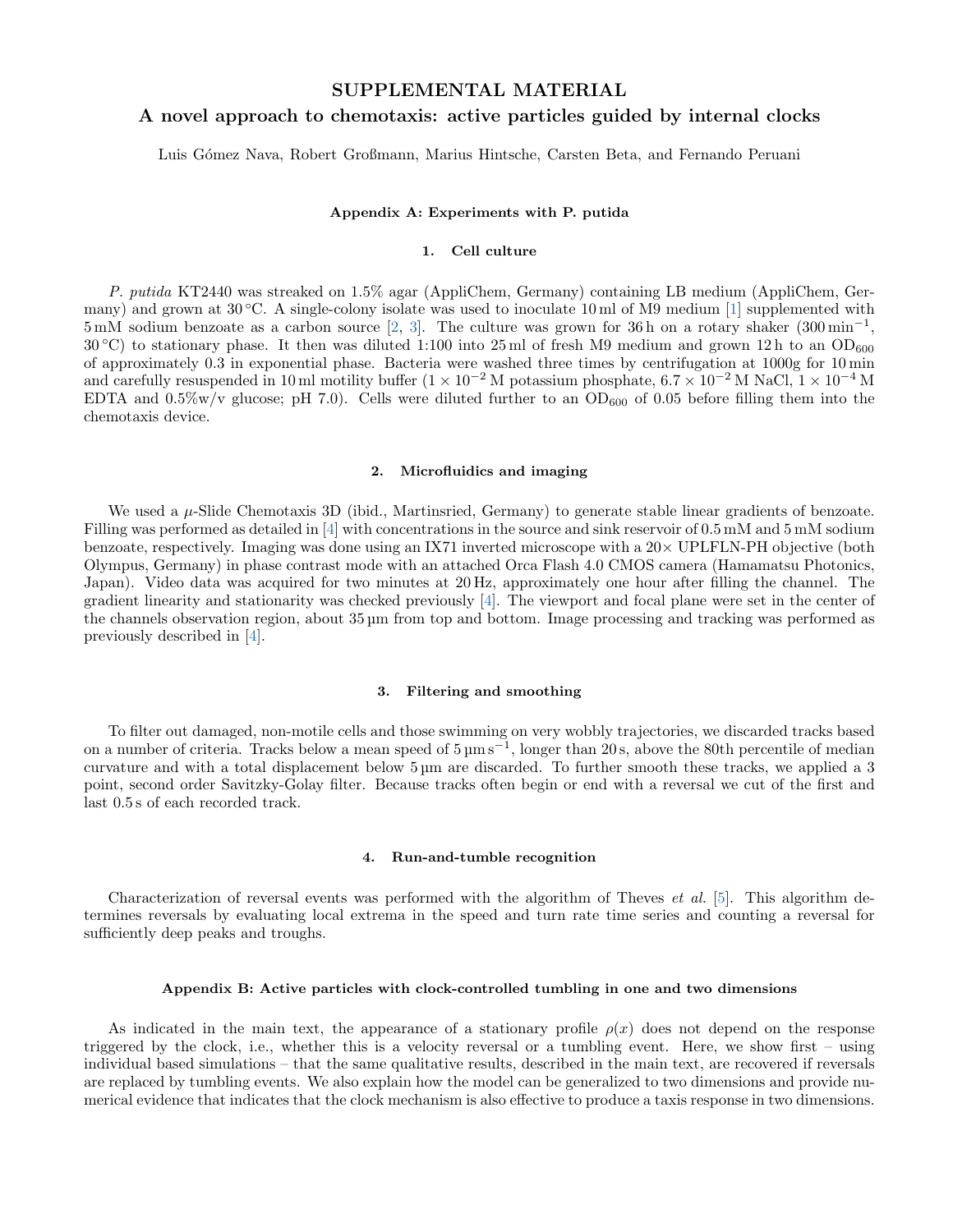# SUPPLEMENTAL MATERIAL

## A novel approach to chemotaxis: active particles guided by internal clocks

Luis Gómez Nava, Robert Großmann, Marius Hintsche, Carsten Beta, and Fernando Peruani

### Appendix A: Experiments with P. putida

#### 1. Cell culture

*P. putida* KT2440 was streaked on 1.5% agar (AppliChem, Germany) containing LB medium (AppliChem, Germany) and grown at 30 °C. A single-colony isolate was used to inoculate 10 ml of M9 medium [1] supplemented with 5 mM sodium benzoate as a carbon source [2, 3]. The culture was grown for 36 h on a rotary shaker (300 $\text{min}^{-1}$, 30 °C) to stationary phase. It then was diluted 1:100 into 25 ml of fresh M9 medium and grown 12 h to an $\text{OD}_{600}$ of approximately 0.3 in exponential phase. Bacteria were washed three times by centrifugation at 1000g for 10 min and carefully resuspended in 10 ml motility buffer ($1 \times 10^{-2}$ M potassium phosphate, $6.7 \times 10^{-2}$ M NaCl, $1 \times 10^{-4}$ M EDTA and 0.5%w/v glucose; pH 7.0). Cells were diluted further to an $\text{OD}_{600}$ of 0.05 before filling them into the chemotaxis device.

#### 2. Microfluidics and imaging

We used a $\mu$-Slide Chemotaxis 3D (ibid., Martinsried, Germany) to generate stable linear gradients of benzoate. Filling was performed as detailed in [4] with concentrations in the source and sink reservoir of 0.5 mM and 5 mM sodium benzoate, respectively. Imaging was done using an IX71 inverted microscope with a 20× UPLFLN-PH objective (both Olympus, Germany) in phase contrast mode with an attached Orca Flash 4.0 CMOS camera (Hamamatsu Photonics, Japan). Video data was acquired for two minutes at 20 Hz, approximately one hour after filling the channel. The gradient linearity and stationarity was checked previously [4]. The viewport and focal plane were set in the center of the channels observation region, about 35 µm from top and bottom. Image processing and tracking was performed as previously described in [4].

#### 3. Filtering and smoothing

To filter out damaged, non-motile cells and those swimming on very wobbly trajectories, we discarded tracks based on a number of criteria. Tracks below a mean speed of 5 $\mu\text{m}\,\text{s}^{-1}$, longer than 20 s, above the 80th percentile of median curvature and with a total displacement below 5 µm are discarded. To further smooth these tracks, we applied a 3 point, second order Savitzky-Golay filter. Because tracks often begin or end with a reversal we cut of the first and last 0.5 s of each recorded track.

#### 4. Run-and-tumble recognition

Characterization of reversal events was performed with the algorithm of Theves *et al.* [5]. This algorithm determines reversals by evaluating local extrema in the speed and turn rate time series and counting a reversal for sufficiently deep peaks and troughs.

### Appendix B: Active particles with clock-controlled tumbling in one and two dimensions

As indicated in the main text, the appearance of a stationary profile $\rho(x)$ does not depend on the response triggered by the clock, i.e., whether this is a velocity reversal or a tumbling event. Here, we show first – using individual based simulations – that the same qualitative results, described in the main text, are recovered if reversals are replaced by tumbling events. We also explain how the model can be generalized to two dimensions and provide numerical evidence that indicates that the clock mechanism is also effective to produce a taxis response in two dimensions.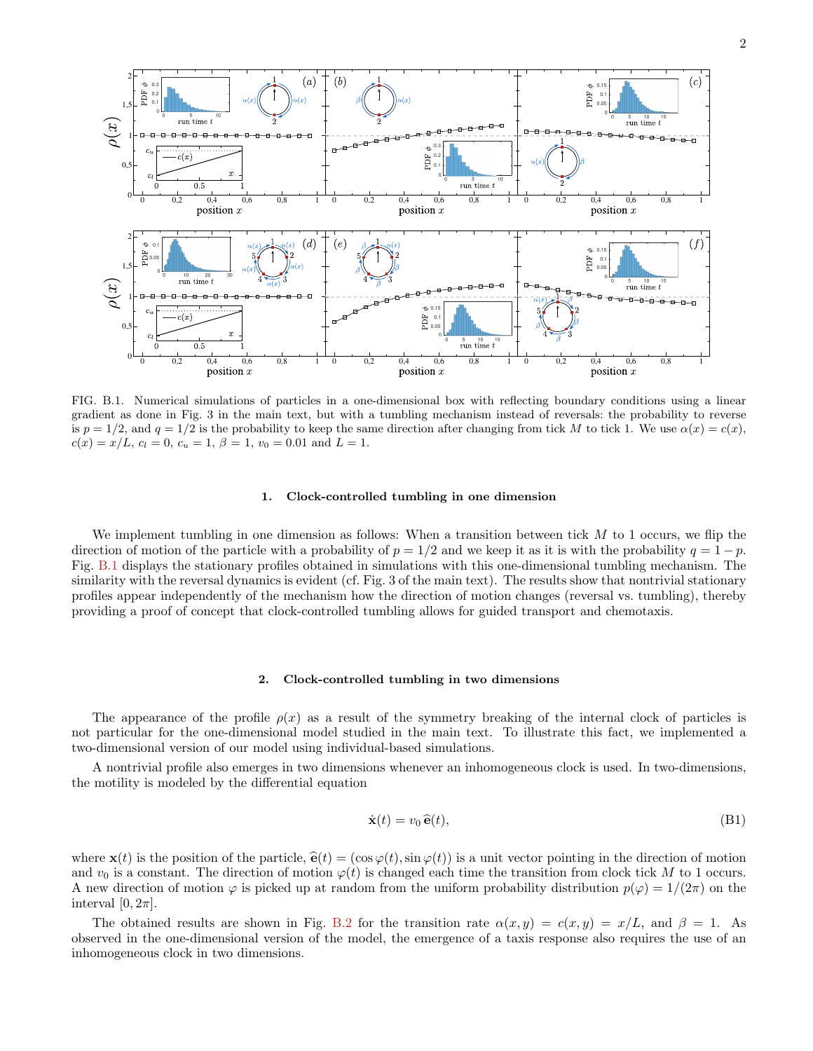FIG. B.1. Numerical simulations of particles in a one-dimensional box with reflecting boundary conditions using a linear gradient as done in Fig. 3 in the main text, but with a tumbling mechanism instead of reversals: the probability to reverse is $p = 1/2$, and $q = 1/2$ is the probability to keep the same direction after changing from tick $M$ to tick 1. We use $\alpha(x) = c(x)$, $c(x) = x/L$, $c_l = 0$, $c_u = 1$, $\beta = 1$, $v_0 = 0.01$ and $L = 1$.

### 1. Clock-controlled tumbling in one dimension

We implement tumbling in one dimension as follows: When a transition between tick $M$ to 1 occurs, we flip the direction of motion of the particle with a probability of $p = 1/2$ and we keep it as it is with the probability $q = 1 - p$. Fig. B.1 displays the stationary profiles obtained in simulations with this one-dimensional tumbling mechanism. The similarity with the reversal dynamics is evident (cf. Fig. 3 of the main text). The results show that nontrivial stationary profiles appear independently of the mechanism how the direction of motion changes (reversal vs. tumbling), thereby providing a proof of concept that clock-controlled tumbling allows for guided transport and chemotaxis.

### 2. Clock-controlled tumbling in two dimensions

The appearance of the profile $\rho(x)$ as a result of the symmetry breaking of the internal clock of particles is not particular for the one-dimensional model studied in the main text. To illustrate this fact, we implemented a two-dimensional version of our model using individual-based simulations.

A nontrivial profile also emerges in two dimensions whenever an inhomogeneous clock is used. In two-dimensions, the motility is modeled by the differential equation

$$\dot{\mathbf{x}}(t) = v_0\, \widehat{\mathbf{e}}(t), \tag{B1}$$

where $\mathbf{x}(t)$ is the position of the particle, $\widehat{\mathbf{e}}(t) = (\cos\varphi(t), \sin\varphi(t))$ is a unit vector pointing in the direction of motion and $v_0$ is a constant. The direction of motion $\varphi(t)$ is changed each time the transition from clock tick $M$ to 1 occurs. A new direction of motion $\varphi$ is picked up at random from the uniform probability distribution $p(\varphi) = 1/(2\pi)$ on the interval $[0, 2\pi]$.

The obtained results are shown in Fig. B.2 for the transition rate $\alpha(x, y) = c(x, y) = x/L$, and $\beta = 1$. As observed in the one-dimensional version of the model, the emergence of a taxis response also requires the use of an inhomogeneous clock in two dimensions.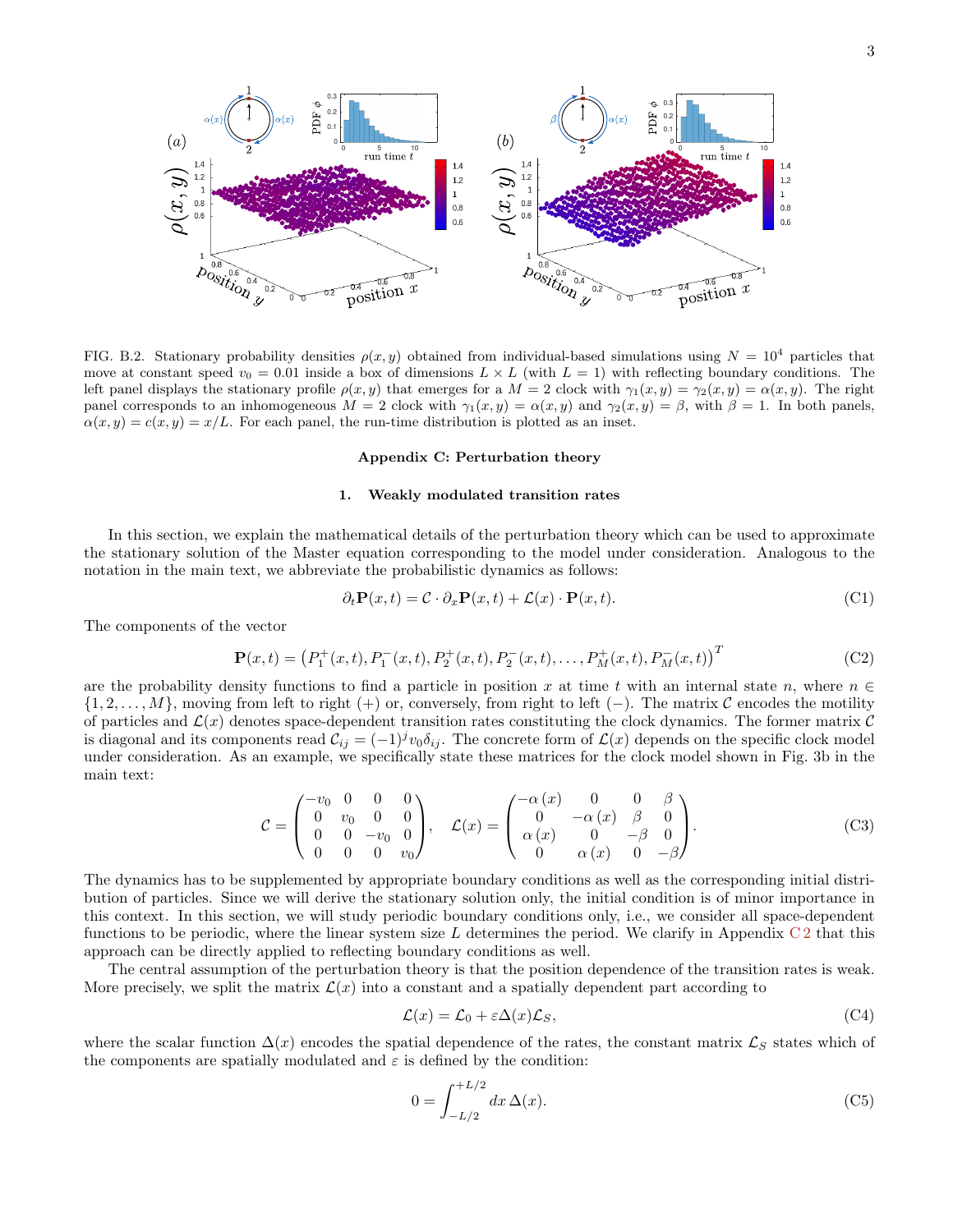FIG. B.2. Stationary probability densities $\rho(x, y)$ obtained from individual-based simulations using $N = 10^4$ particles that move at constant speed $v_0 = 0.01$ inside a box of dimensions $L \times L$ (with $L = 1$) with reflecting boundary conditions. The left panel displays the stationary profile $\rho(x, y)$ that emerges for a $M = 2$ clock with $\gamma_1(x, y) = \gamma_2(x, y) = \alpha(x, y)$. The right panel corresponds to an inhomogeneous $M = 2$ clock with $\gamma_1(x, y) = \alpha(x, y)$ and $\gamma_2(x, y) = \beta$, with $\beta = 1$. In both panels, $\alpha(x, y) = c(x, y) = x/L$. For each panel, the run-time distribution is plotted as an inset.

## Appendix C: Perturbation theory

### 1. Weakly modulated transition rates

In this section, we explain the mathematical details of the perturbation theory which can be used to approximate the stationary solution of the Master equation corresponding to the model under consideration. Analogous to the notation in the main text, we abbreviate the probabilistic dynamics as follows:

$$\partial_t \mathbf{P}(x, t) = \mathcal{C} \cdot \partial_x \mathbf{P}(x, t) + \mathcal{L}(x) \cdot \mathbf{P}(x, t). \tag{C1}$$

The components of the vector

$$\mathbf{P}(x, t) = \left(P_1^+(x, t), P_1^-(x, t), P_2^+(x, t), P_2^-(x, t), \ldots, P_M^+(x, t), P_M^-(x, t)\right)^T \tag{C2}$$

are the probability density functions to find a particle in position $x$ at time $t$ with an internal state $n$, where $n \in \{1, 2, \ldots, M\}$, moving from left to right $(+)$ or, conversely, from right to left $(-)$. The matrix $\mathcal{C}$ encodes the motility of particles and $\mathcal{L}(x)$ denotes space-dependent transition rates constituting the clock dynamics. The former matrix $\mathcal{C}$ is diagonal and its components read $\mathcal{C}_{ij} = (-1)^j v_0 \delta_{ij}$. The concrete form of $\mathcal{L}(x)$ depends on the specific clock model under consideration. As an example, we specifically state these matrices for the clock model shown in Fig. 3b in the main text:

$$\mathcal{C} = \begin{pmatrix} -v_0 & 0 & 0 & 0 \\ 0 & v_0 & 0 & 0 \\ 0 & 0 & -v_0 & 0 \\ 0 & 0 & 0 & v_0 \end{pmatrix}, \quad \mathcal{L}(x) = \begin{pmatrix} -\alpha(x) & 0 & 0 & \beta \\ 0 & -\alpha(x) & \beta & 0 \\ \alpha(x) & 0 & -\beta & 0 \\ 0 & \alpha(x) & 0 & -\beta \end{pmatrix}. \tag{C3}$$

The dynamics has to be supplemented by appropriate boundary conditions as well as the corresponding initial distribution of particles. Since we will derive the stationary solution only, the initial condition is of minor importance in this context. In this section, we will study periodic boundary conditions only, i.e., we consider all space-dependent functions to be periodic, where the linear system size $L$ determines the period. We clarify in Appendix C 2 that this approach can be directly applied to reflecting boundary conditions as well.

The central assumption of the perturbation theory is that the position dependence of the transition rates is weak. More precisely, we split the matrix $\mathcal{L}(x)$ into a constant and a spatially dependent part according to

$$\mathcal{L}(x) = \mathcal{L}_0 + \varepsilon \Delta(x) \mathcal{L}_S, \tag{C4}$$

where the scalar function $\Delta(x)$ encodes the spatial dependence of the rates, the constant matrix $\mathcal{L}_S$ states which of the components are spatially modulated and $\varepsilon$ is defined by the condition:

$$0 = \int_{-L/2}^{+L/2} dx\, \Delta(x). \tag{C5}$$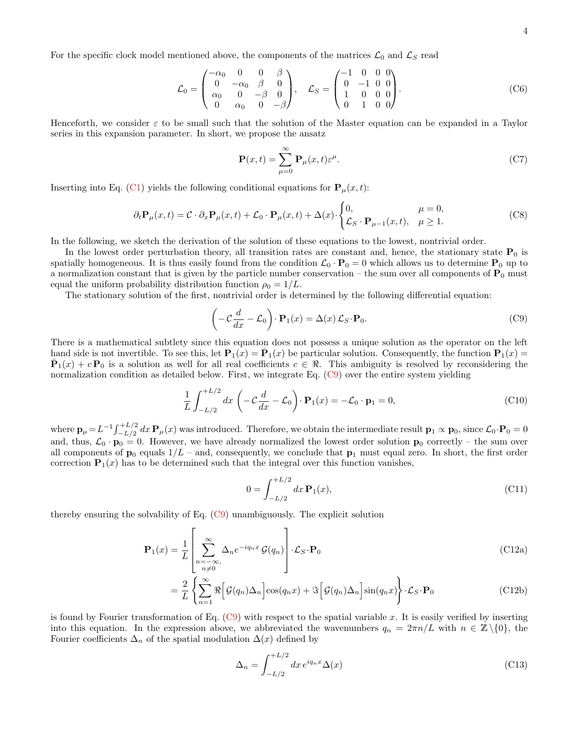For the specific clock model mentioned above, the components of the matrices $\mathcal{L}_0$ and $\mathcal{L}_S$ read

$$\mathcal{L}_0 = \begin{pmatrix} -\alpha_0 & 0 & 0 & \beta \\ 0 & -\alpha_0 & \beta & 0 \\ \alpha_0 & 0 & -\beta & 0 \\ 0 & \alpha_0 & 0 & -\beta \end{pmatrix}, \quad \mathcal{L}_S = \begin{pmatrix} -1 & 0 & 0 & 0 \\ 0 & -1 & 0 & 0 \\ 1 & 0 & 0 & 0 \\ 0 & 1 & 0 & 0 \end{pmatrix}. \tag{C6}$$

Henceforth, we consider $\varepsilon$ to be small such that the solution of the Master equation can be expanded in a Taylor series in this expansion parameter. In short, we propose the ansatz

$$\mathbf{P}(x,t) = \sum_{\mu=0}^{\infty} \mathbf{P}_\mu(x,t)\varepsilon^\mu. \tag{C7}$$

Inserting into Eq. (C1) yields the following conditional equations for $\mathbf{P}_\mu(x,t)$:

$$\partial_t \mathbf{P}_\mu(x,t) = \mathcal{C}\cdot\partial_x \mathbf{P}_\mu(x,t) + \mathcal{L}_0\cdot\mathbf{P}_\mu(x,t) + \Delta(x)\cdot\begin{cases} 0, & \mu = 0, \\ \mathcal{L}_S\cdot\mathbf{P}_{\mu-1}(x,t), & \mu\geq 1. \end{cases} \tag{C8}$$

In the following, we sketch the derivation of the solution of these equations to the lowest, nontrivial order.

In the lowest order perturbation theory, all transition rates are constant and, hence, the stationary state $\mathbf{P}_0$ is spatially homogeneous. It is thus easily found from the condition $\mathcal{L}_0\cdot\mathbf{P}_0 = 0$ which allows us to determine $\mathbf{P}_0$ up to a normalization constant that is given by the particle number conservation – the sum over all components of $\mathbf{P}_0$ must equal the uniform probability distribution function $\rho_0 = 1/L$.

The stationary solution of the first, nontrivial order is determined by the following differential equation:

$$\left(-\mathcal{C}\frac{d}{dx} - \mathcal{L}_0\right)\cdot\mathbf{P}_1(x) = \Delta(x)\,\mathcal{L}_S\cdot\mathbf{P}_0. \tag{C9}$$

There is a mathematical subtlety since this equation does not possess a unique solution as the operator on the left hand side is not invertible. To see this, let $\mathbf{P}_1(x) = \bar{\mathbf{P}}_1(x)$ be particular solution. Consequently, the function $\mathbf{P}_1(x) = \bar{\mathbf{P}}_1(x) + c\,\mathbf{P}_0$ is a solution as well for all real coefficients $c\in\Re$. This ambiguity is resolved by reconsidering the normalization condition as detailed below. First, we integrate Eq. (C9) over the entire system yielding

$$\frac{1}{L}\int_{-L/2}^{+L/2} dx\,\left(-\mathcal{C}\frac{d}{dx} - \mathcal{L}_0\right)\cdot\mathbf{P}_1(x) = -\mathcal{L}_0\cdot\mathbf{p}_1 = 0, \tag{C10}$$

where $\mathbf{p}_\mu = L^{-1}\int_{-L/2}^{+L/2} dx\,\mathbf{P}_\mu(x)$ was introduced. Therefore, we obtain the intermediate result $\mathbf{p}_1 \propto \mathbf{p}_0$, since $\mathcal{L}_0\cdot\mathbf{P}_0 = 0$ and, thus, $\mathcal{L}_0\cdot\mathbf{p}_0 = 0$. However, we have already normalized the lowest order solution $\mathbf{p}_0$ correctly – the sum over all components of $\mathbf{p}_0$ equals $1/L$ – and, consequently, we conclude that $\mathbf{p}_1$ must equal zero. In short, the first order correction $\mathbf{P}_1(x)$ has to be determined such that the integral over this function vanishes,

$$0 = \int_{-L/2}^{+L/2} dx\,\mathbf{P}_1(x), \tag{C11}$$

thereby ensuring the solvability of Eq. (C9) unambiguously. The explicit solution

$$\mathbf{P}_1(x) = \frac{1}{L}\left[\sum_{\substack{n=-\infty,\\ n\neq 0}}^{\infty} \Delta_n e^{-iq_n x}\,\mathcal{G}(q_n)\right]\cdot\mathcal{L}_S\cdot\mathbf{P}_0 \tag{C12a}$$

$$= \frac{2}{L}\left\{\sum_{n=1}^{\infty} \Re\Big[\mathcal{G}(q_n)\Delta_n\Big]\cos(q_n x) + \Im\Big[\mathcal{G}(q_n)\Delta_n\Big]\sin(q_n x)\right\}\cdot\mathcal{L}_S\cdot\mathbf{P}_0 \tag{C12b}$$

is found by Fourier transformation of Eq. (C9) with respect to the spatial variable $x$. It is easily verified by inserting into this equation. In the expression above, we abbreviated the wavenumbers $q_n = 2\pi n/L$ with $n\in\mathbb{Z}\backslash\{0\}$, the Fourier coefficients $\Delta_n$ of the spatial modulation $\Delta(x)$ defined by

$$\Delta_n = \int_{-L/2}^{+L/2} dx\, e^{iq_n x}\Delta(x) \tag{C13}$$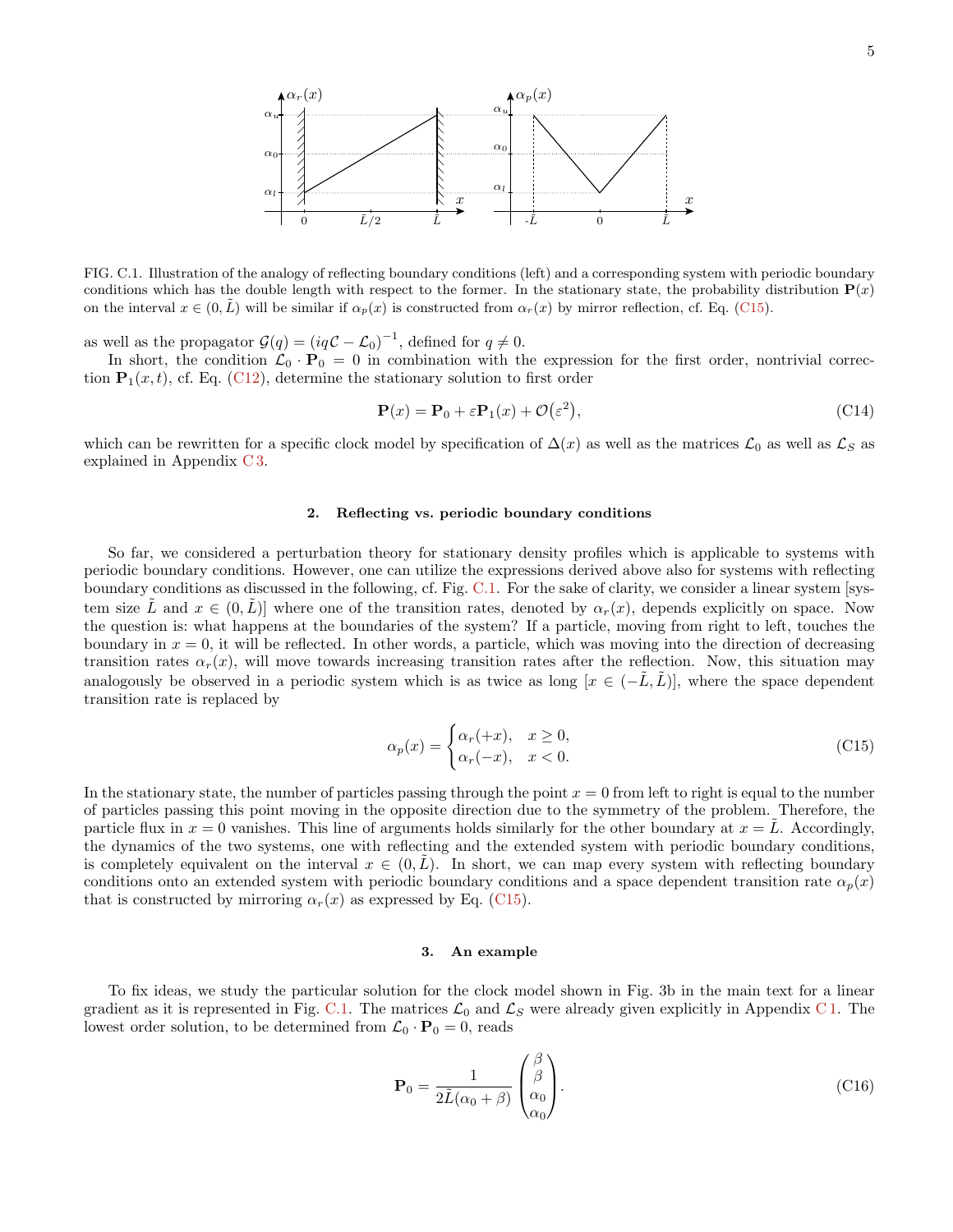FIG. C.1. Illustration of the analogy of reflecting boundary conditions (left) and a corresponding system with periodic boundary conditions which has the double length with respect to the former. In the stationary state, the probability distribution $\mathbf{P}(x)$ on the interval $x \in (0, \tilde{L})$ will be similar if $\alpha_p(x)$ is constructed from $\alpha_r(x)$ by mirror reflection, cf. Eq. (C15).

as well as the propagator $\mathcal{G}(q) = (iq\mathcal{C} - \mathcal{L}_0)^{-1}$, defined for $q \neq 0$.

In short, the condition $\mathcal{L}_0 \cdot \mathbf{P}_0 = 0$ in combination with the expression for the first order, nontrivial correction $\mathbf{P}_1(x,t)$, cf. Eq. (C12), determine the stationary solution to first order

$$\mathbf{P}(x) = \mathbf{P}_0 + \varepsilon \mathbf{P}_1(x) + \mathcal{O}(\varepsilon^2), \tag{C14}$$

which can be rewritten for a specific clock model by specification of $\Delta(x)$ as well as the matrices $\mathcal{L}_0$ as well as $\mathcal{L}_S$ as explained in Appendix C 3.

### 2. Reflecting vs. periodic boundary conditions

So far, we considered a perturbation theory for stationary density profiles which is applicable to systems with periodic boundary conditions. However, one can utilize the expressions derived above also for systems with reflecting boundary conditions as discussed in the following, cf. Fig. C.1. For the sake of clarity, we consider a linear system [system size $\tilde{L}$ and $x \in (0, \tilde{L})$] where one of the transition rates, denoted by $\alpha_r(x)$, depends explicitly on space. Now the question is: what happens at the boundaries of the system? If a particle, moving from right to left, touches the boundary in $x = 0$, it will be reflected. In other words, a particle, which was moving into the direction of decreasing transition rates $\alpha_r(x)$, will move towards increasing transition rates after the reflection. Now, this situation may analogously be observed in a periodic system which is as twice as long [$x \in (-\tilde{L}, \tilde{L})$], where the space dependent transition rate is replaced by

$$\alpha_p(x) = \begin{cases} \alpha_r(+x), & x \geq 0, \\ \alpha_r(-x), & x < 0. \end{cases} \tag{C15}$$

In the stationary state, the number of particles passing through the point $x = 0$ from left to right is equal to the number of particles passing this point moving in the opposite direction due to the symmetry of the problem. Therefore, the particle flux in $x = 0$ vanishes. This line of arguments holds similarly for the other boundary at $x = \tilde{L}$. Accordingly, the dynamics of the two systems, one with reflecting and the extended system with periodic boundary conditions, is completely equivalent on the interval $x \in (0, \tilde{L})$. In short, we can map every system with reflecting boundary conditions onto an extended system with periodic boundary conditions and a space dependent transition rate $\alpha_p(x)$ that is constructed by mirroring $\alpha_r(x)$ as expressed by Eq. (C15).

### 3. An example

To fix ideas, we study the particular solution for the clock model shown in Fig. 3b in the main text for a linear gradient as it is represented in Fig. C.1. The matrices $\mathcal{L}_0$ and $\mathcal{L}_S$ were already given explicitly in Appendix C 1. The lowest order solution, to be determined from $\mathcal{L}_0 \cdot \mathbf{P}_0 = 0$, reads

$$\mathbf{P}_0 = \frac{1}{2\tilde{L}(\alpha_0 + \beta)} \begin{pmatrix} \beta \\ \beta \\ \alpha_0 \\ \alpha_0 \end{pmatrix}. \tag{C16}$$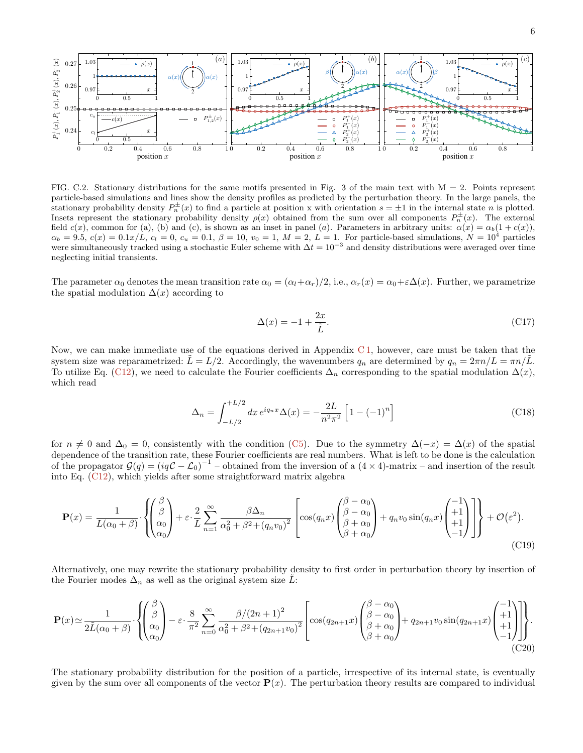FIG. C.2. Stationary distributions for the same motifs presented in Fig. 3 of the main text with M = 2. Points represent particle-based simulations and lines show the density profiles as predicted by the perturbation theory. In the large panels, the stationary probability density $P_n^{\pm}(x)$ to find a particle at position x with orientation $s = \pm 1$ in the internal state $n$ is plotted. Insets represent the stationary probability density $\rho(x)$ obtained from the sum over all components $P_n^{\pm}(x)$. The external field $c(x)$, common for (a), (b) and (c), is shown as an inset in panel (a). Parameters in arbitrary units: $\alpha(x) = \alpha_b(1 + c(x))$, $\alpha_b = 9.5$, $c(x) = 0.1x/L$, $c_l = 0$, $c_u = 0.1$, $\beta = 10$, $v_0 = 1$, $M = 2$, $L = 1$. For particle-based simulations, $N = 10^4$ particles were simultaneously tracked using a stochastic Euler scheme with $\Delta t = 10^{-3}$ and density distributions were averaged over time neglecting initial transients.

The parameter $\alpha_0$ denotes the mean transition rate $\alpha_0 = (\alpha_l + \alpha_r)/2$, i.e., $\alpha_r(x) = \alpha_0 + \varepsilon\Delta(x)$. Further, we parametrize the spatial modulation $\Delta(x)$ according to

$$\Delta(x) = -1 + \frac{2x}{\tilde{L}}. \tag{C17}$$

Now, we can make immediate use of the equations derived in Appendix C 1, however, care must be taken that the system size was reparametrized: $\tilde{L} = L/2$. Accordingly, the wavenumbers $q_n$ are determined by $q_n = 2\pi n/L = \pi n/\tilde{L}$. To utilize Eq. (C12), we need to calculate the Fourier coefficients $\Delta_n$ corresponding to the spatial modulation $\Delta(x)$, which read

$$\Delta_n = \int_{-L/2}^{+L/2} dx\, e^{iq_n x} \Delta(x) = -\frac{2L}{n^2\pi^2}\left[1 - (-1)^n\right] \tag{C18}$$

for $n \neq 0$ and $\Delta_0 = 0$, consistently with the condition (C5). Due to the symmetry $\Delta(-x) = \Delta(x)$ of the spatial dependence of the transition rate, these Fourier coefficients are real numbers. What is left to be done is the calculation of the propagator $\mathcal{G}(q) = (iq\mathcal{C} - \mathcal{L}_0)^{-1}$ – obtained from the inversion of a $(4\times 4)$-matrix – and insertion of the result into Eq. (C12), which yields after some straightforward matrix algebra

$$\mathbf{P}(x) = \frac{1}{L(\alpha_0+\beta)} \cdot \left\{ \begin{pmatrix} \beta \\ \beta \\ \alpha_0 \\ \alpha_0 \end{pmatrix} + \varepsilon \cdot \frac{2}{L} \sum_{n=1}^{\infty} \frac{\beta \Delta_n}{\alpha_0^2 + \beta^2 + (q_n v_0)^2} \left[ \cos(q_n x) \begin{pmatrix} \beta-\alpha_0 \\ \beta-\alpha_0 \\ \beta+\alpha_0 \\ \beta+\alpha_0 \end{pmatrix} + q_n v_0 \sin(q_n x) \begin{pmatrix} -1 \\ +1 \\ +1 \\ -1 \end{pmatrix} \right] \right\} + \mathcal{O}(\varepsilon^2). \tag{C19}$$

Alternatively, one may rewrite the stationary probability density to first order in perturbation theory by insertion of the Fourier modes $\Delta_n$ as well as the original system size $\tilde{L}$:

$$\mathbf{P}(x) \simeq \frac{1}{2\tilde{L}(\alpha_0+\beta)} \cdot \left\{ \begin{pmatrix} \beta \\ \beta \\ \alpha_0 \\ \alpha_0 \end{pmatrix} - \varepsilon \cdot \frac{8}{\pi^2} \sum_{n=0}^{\infty} \frac{\beta/(2n+1)^2}{\alpha_0^2 + \beta^2 + (q_{2n+1} v_0)^2} \left[ \cos(q_{2n+1} x) \begin{pmatrix} \beta-\alpha_0 \\ \beta-\alpha_0 \\ \beta+\alpha_0 \\ \beta+\alpha_0 \end{pmatrix} + q_{2n+1} v_0 \sin(q_{2n+1} x) \begin{pmatrix} -1 \\ +1 \\ +1 \\ -1 \end{pmatrix} \right] \right\}. \tag{C20}$$

The stationary probability distribution for the position of a particle, irrespective of its internal state, is eventually given by the sum over all components of the vector $\mathbf{P}(x)$. The perturbation theory results are compared to individual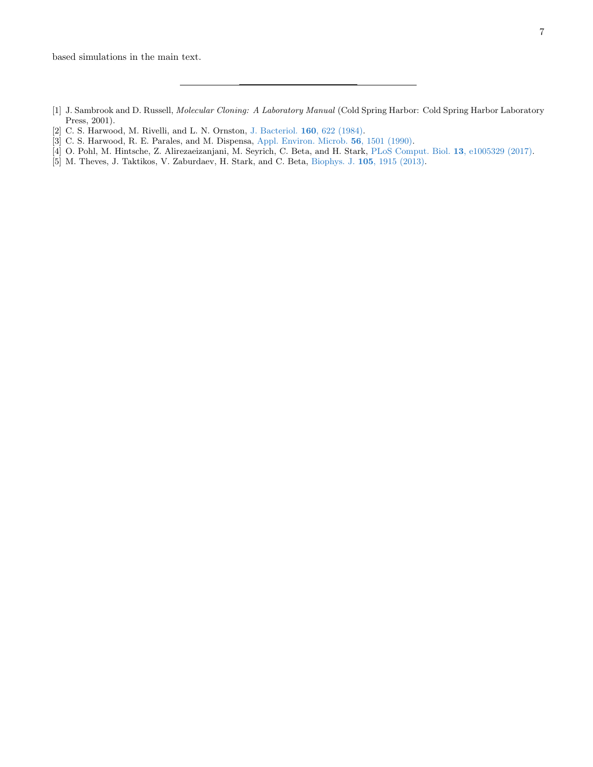based simulations in the main text.

---

[1] J. Sambrook and D. Russell, *Molecular Cloning: A Laboratory Manual* (Cold Spring Harbor: Cold Spring Harbor Laboratory Press, 2001).

[2] C. S. Harwood, M. Rivelli, and L. N. Ornston, J. Bacteriol. **160**, 622 (1984).

[3] C. S. Harwood, R. E. Parales, and M. Dispensa, Appl. Environ. Microb. **56**, 1501 (1990).

[4] O. Pohl, M. Hintsche, Z. Alirezaeizanjani, M. Seyrich, C. Beta, and H. Stark, PLoS Comput. Biol. **13**, e1005329 (2017).

[5] M. Theves, J. Taktikos, V. Zaburdaev, H. Stark, and C. Beta, Biophys. J. **105**, 1915 (2013).